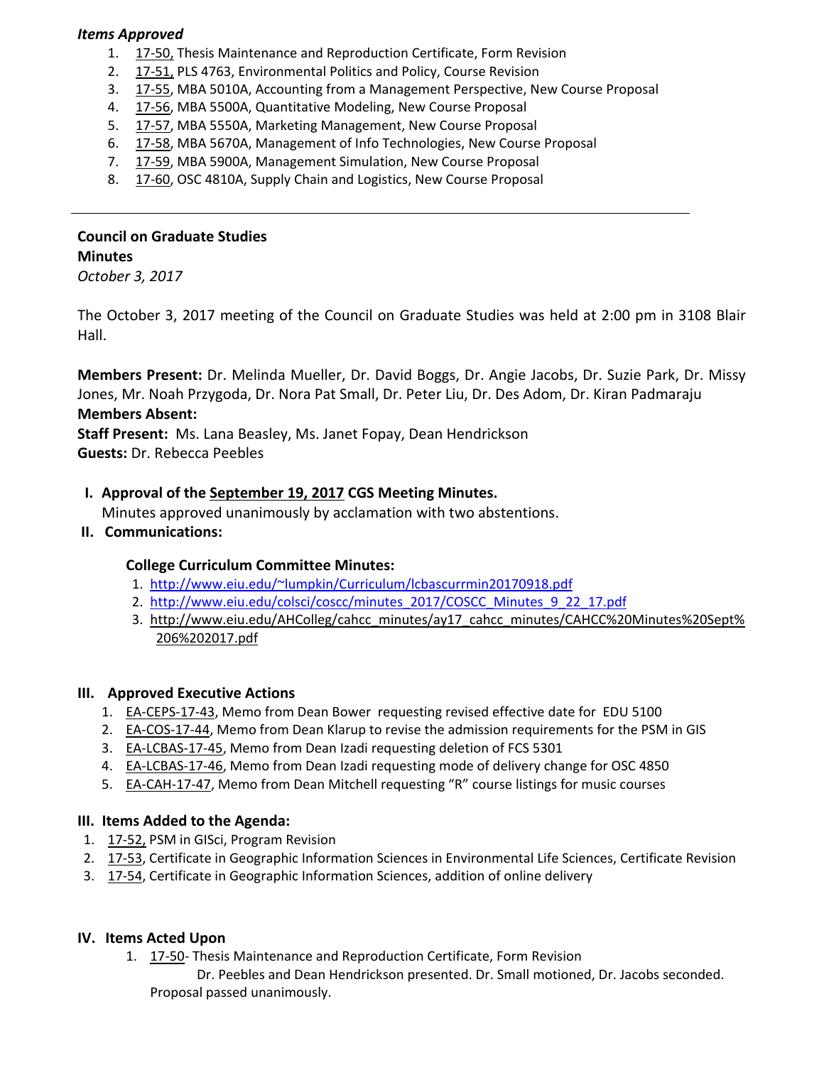*Items Approved*

1. 17-50, Thesis Maintenance and Reproduction Certificate, Form Revision
2. 17-51, PLS 4763, Environmental Politics and Policy, Course Revision
3. 17-55, MBA 5010A, Accounting from a Management Perspective, New Course Proposal
4. 17-56, MBA 5500A, Quantitative Modeling, New Course Proposal
5. 17-57, MBA 5550A, Marketing Management, New Course Proposal
6. 17-58, MBA 5670A, Management of Info Technologies, New Course Proposal
7. 17-59, MBA 5900A, Management Simulation, New Course Proposal
8. 17-60, OSC 4810A, Supply Chain and Logistics, New Course Proposal

---

**Council on Graduate Studies**
**Minutes**
*October 3, 2017*

The October 3, 2017 meeting of the Council on Graduate Studies was held at 2:00 pm in 3108 Blair Hall.

**Members Present:** Dr. Melinda Mueller, Dr. David Boggs, Dr. Angie Jacobs, Dr. Suzie Park, Dr. Missy Jones, Mr. Noah Przygoda, Dr. Nora Pat Small, Dr. Peter Liu, Dr. Des Adom, Dr. Kiran Padmaraju
**Members Absent:**
**Staff Present:** Ms. Lana Beasley, Ms. Janet Fopay, Dean Hendrickson
**Guests:** Dr. Rebecca Peebles

**I. Approval of the September 19, 2017 CGS Meeting Minutes.**
Minutes approved unanimously by acclamation with two abstentions.

**II. Communications:**

**College Curriculum Committee Minutes:**

1. http://www.eiu.edu/~lumpkin/Curriculum/lcbascurrmin20170918.pdf
2. http://www.eiu.edu/colsci/coscc/minutes_2017/COSCC_Minutes_9_22_17.pdf
3. http://www.eiu.edu/AHColleg/cahcc_minutes/ay17_cahcc_minutes/CAHCC%20Minutes%20Sept%206%202017.pdf

**III. Approved Executive Actions**

1. EA-CEPS-17-43, Memo from Dean Bower requesting revised effective date for EDU 5100
2. EA-COS-17-44, Memo from Dean Klarup to revise the admission requirements for the PSM in GIS
3. EA-LCBAS-17-45, Memo from Dean Izadi requesting deletion of FCS 5301
4. EA-LCBAS-17-46, Memo from Dean Izadi requesting mode of delivery change for OSC 4850
5. EA-CAH-17-47, Memo from Dean Mitchell requesting "R" course listings for music courses

**III. Items Added to the Agenda:**

1. 17-52, PSM in GISci, Program Revision
2. 17-53, Certificate in Geographic Information Sciences in Environmental Life Sciences, Certificate Revision
3. 17-54, Certificate in Geographic Information Sciences, addition of online delivery

**IV. Items Acted Upon**

1. 17-50- Thesis Maintenance and Reproduction Certificate, Form Revision
   Dr. Peebles and Dean Hendrickson presented. Dr. Small motioned, Dr. Jacobs seconded. Proposal passed unanimously.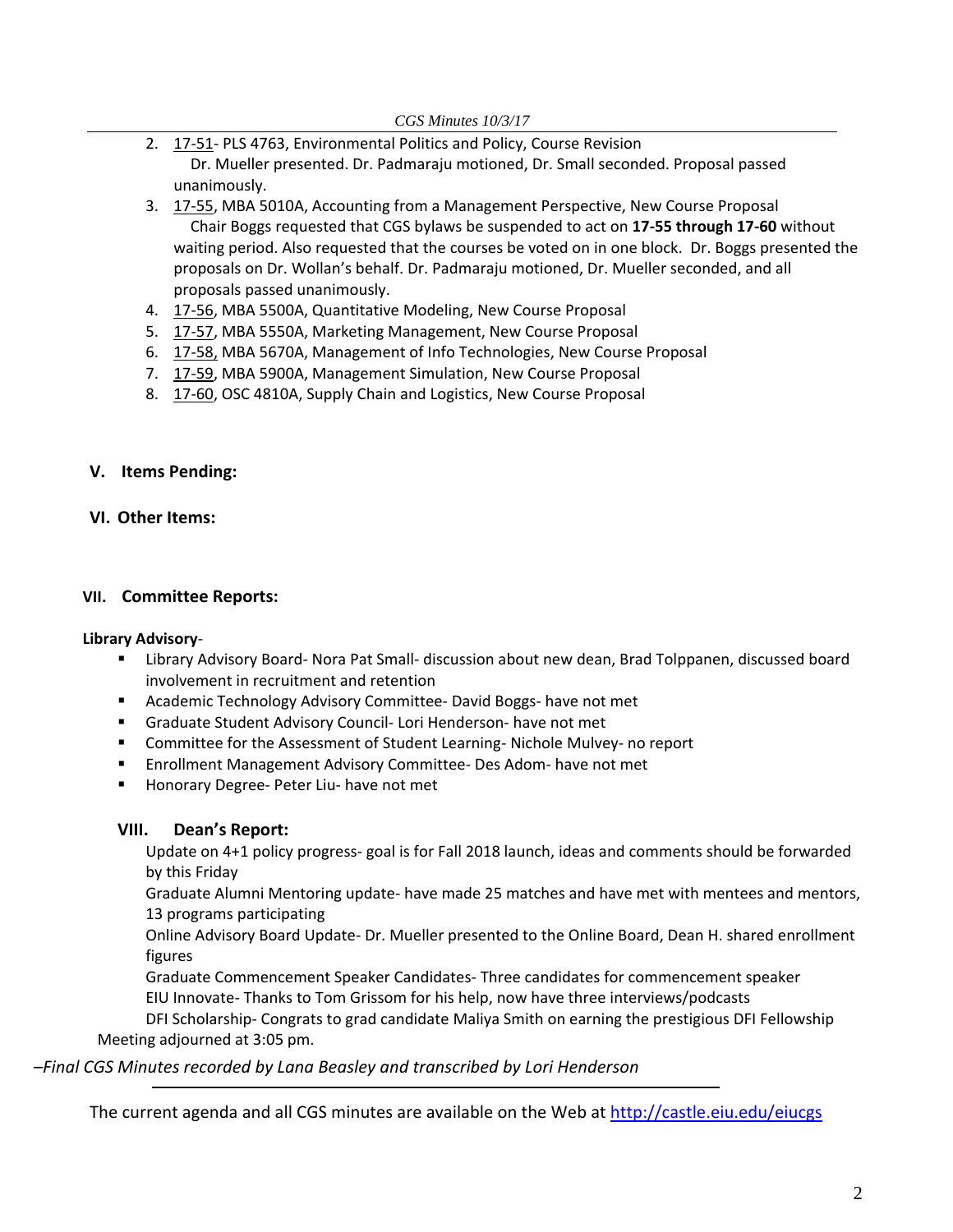2. 17-51- PLS 4763, Environmental Politics and Policy, Course Revision
   Dr. Mueller presented. Dr. Padmaraju motioned, Dr. Small seconded. Proposal passed unanimously.
3. 17-55, MBA 5010A, Accounting from a Management Perspective, New Course Proposal
   Chair Boggs requested that CGS bylaws be suspended to act on **17-55 through 17-60** without waiting period. Also requested that the courses be voted on in one block. Dr. Boggs presented the proposals on Dr. Wollan's behalf. Dr. Padmaraju motioned, Dr. Mueller seconded, and all proposals passed unanimously.
4. 17-56, MBA 5500A, Quantitative Modeling, New Course Proposal
5. 17-57, MBA 5550A, Marketing Management, New Course Proposal
6. 17-58, MBA 5670A, Management of Info Technologies, New Course Proposal
7. 17-59, MBA 5900A, Management Simulation, New Course Proposal
8. 17-60, OSC 4810A, Supply Chain and Logistics, New Course Proposal

## V. Items Pending:

## VI. Other Items:

## VII. Committee Reports:

**Library Advisory**-

- Library Advisory Board- Nora Pat Small- discussion about new dean, Brad Tolppanen, discussed board involvement in recruitment and retention
- Academic Technology Advisory Committee- David Boggs- have not met
- Graduate Student Advisory Council- Lori Henderson- have not met
- Committee for the Assessment of Student Learning- Nichole Mulvey- no report
- Enrollment Management Advisory Committee- Des Adom- have not met
- Honorary Degree- Peter Liu- have not met

## VIII. Dean's Report:

Update on 4+1 policy progress- goal is for Fall 2018 launch, ideas and comments should be forwarded by this Friday

Graduate Alumni Mentoring update- have made 25 matches and have met with mentees and mentors, 13 programs participating

Online Advisory Board Update- Dr. Mueller presented to the Online Board, Dean H. shared enrollment figures

Graduate Commencement Speaker Candidates- Three candidates for commencement speaker

EIU Innovate- Thanks to Tom Grissom for his help, now have three interviews/podcasts

DFI Scholarship- Congrats to grad candidate Maliya Smith on earning the prestigious DFI Fellowship

Meeting adjourned at 3:05 pm.

*–Final CGS Minutes recorded by Lana Beasley and transcribed by Lori Henderson*

---

The current agenda and all CGS minutes are available on the Web at http://castle.eiu.edu/eiucgs